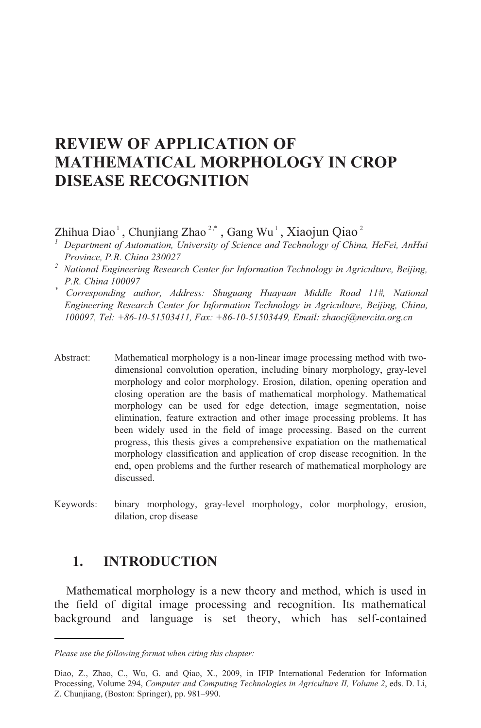# REVIEW OF APPLICATION OF MATHEMATICAL MORPHOLOGY IN CROP DISEASE RECOGNITION

Zhihua Diao [1], Chunjiang Zhao [2,*], Gang Wu [1], Xiaojun Qiao [2]

[1] *Department of Automation, University of Science and Technology of China, HeFei, AnHui Province, P.R. China 230027*

[2] *National Engineering Research Center for Information Technology in Agriculture, Beijing, P.R. China 100097*

[*] *Corresponding author, Address: Shuguang Huayuan Middle Road 11#, National Engineering Research Center for Information Technology in Agriculture, Beijing, China, 100097, Tel: +86-10-51503411, Fax: +86-10-51503449, Email: zhaocj@nercita.org.cn*

Abstract: Mathematical morphology is a non-linear image processing method with two-dimensional convolution operation, including binary morphology, gray-level morphology and color morphology. Erosion, dilation, opening operation and closing operation are the basis of mathematical morphology. Mathematical morphology can be used for edge detection, image segmentation, noise elimination, feature extraction and other image processing problems. It has been widely used in the field of image processing. Based on the current progress, this thesis gives a comprehensive expatiation on the mathematical morphology classification and application of crop disease recognition. In the end, open problems and the further research of mathematical morphology are discussed.

Keywords: binary morphology, gray-level morphology, color morphology, erosion, dilation, crop disease

## 1. INTRODUCTION

Mathematical morphology is a new theory and method, which is used in the field of digital image processing and recognition. Its mathematical background and language is set theory, which has self-contained

---

*Please use the following format when citing this chapter:*

Diao, Z., Zhao, C., Wu, G. and Qiao, X., 2009, in IFIP International Federation for Information Processing, Volume 294, *Computer and Computing Technologies in Agriculture II, Volume 2*, eds. D. Li, Z. Chunjiang, (Boston: Springer), pp. 981–990.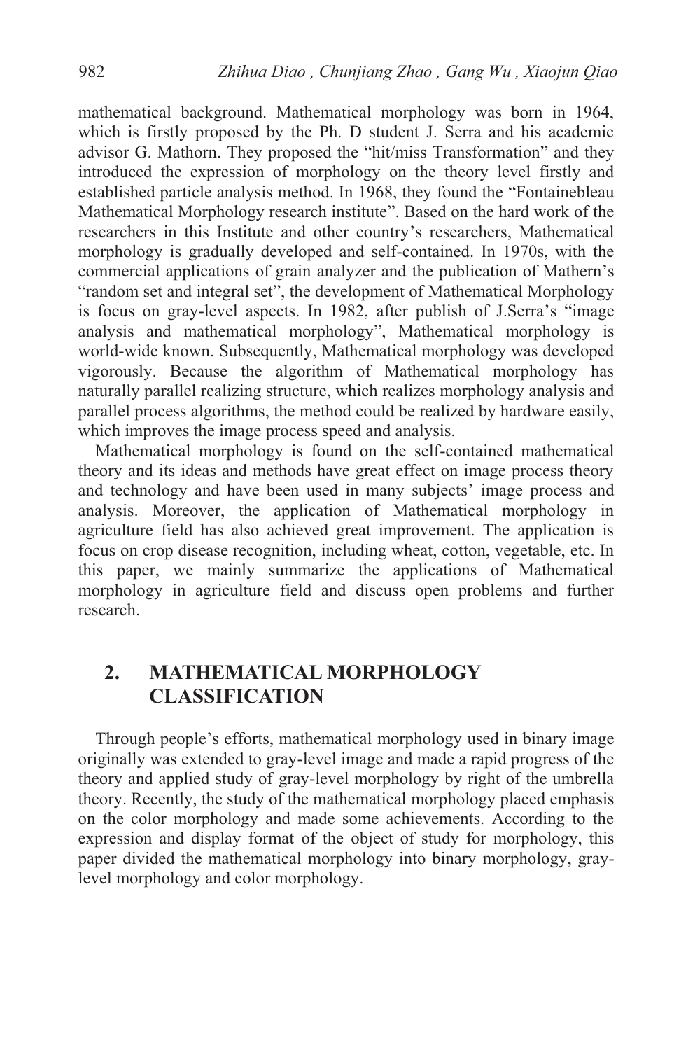mathematical background. Mathematical morphology was born in 1964, which is firstly proposed by the Ph. D student J. Serra and his academic advisor G. Mathorn. They proposed the "hit/miss Transformation" and they introduced the expression of morphology on the theory level firstly and established particle analysis method. In 1968, they found the "Fontainebleau Mathematical Morphology research institute". Based on the hard work of the researchers in this Institute and other country's researchers, Mathematical morphology is gradually developed and self-contained. In 1970s, with the commercial applications of grain analyzer and the publication of Mathern's "random set and integral set", the development of Mathematical Morphology is focus on gray-level aspects. In 1982, after publish of J.Serra's "image analysis and mathematical morphology", Mathematical morphology is world-wide known. Subsequently, Mathematical morphology was developed vigorously. Because the algorithm of Mathematical morphology has naturally parallel realizing structure, which realizes morphology analysis and parallel process algorithms, the method could be realized by hardware easily, which improves the image process speed and analysis.

Mathematical morphology is found on the self-contained mathematical theory and its ideas and methods have great effect on image process theory and technology and have been used in many subjects' image process and analysis. Moreover, the application of Mathematical morphology in agriculture field has also achieved great improvement. The application is focus on crop disease recognition, including wheat, cotton, vegetable, etc. In this paper, we mainly summarize the applications of Mathematical morphology in agriculture field and discuss open problems and further research.

## 2. MATHEMATICAL MORPHOLOGY CLASSIFICATION

Through people's efforts, mathematical morphology used in binary image originally was extended to gray-level image and made a rapid progress of the theory and applied study of gray-level morphology by right of the umbrella theory. Recently, the study of the mathematical morphology placed emphasis on the color morphology and made some achievements. According to the expression and display format of the object of study for morphology, this paper divided the mathematical morphology into binary morphology, gray-level morphology and color morphology.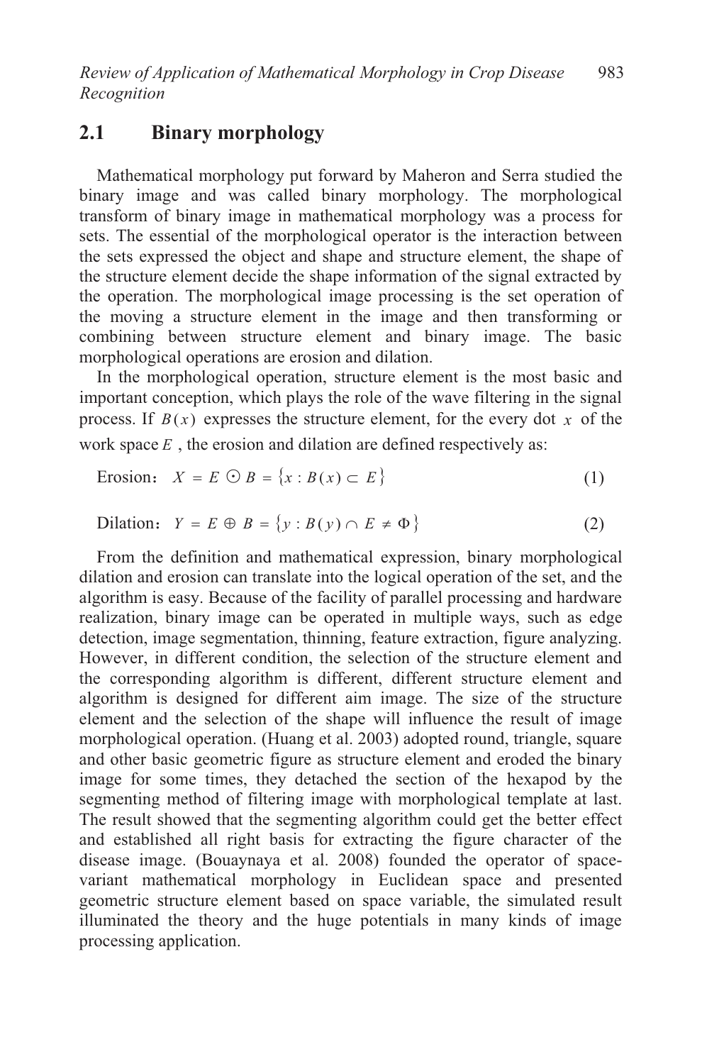## 2.1 Binary morphology

Mathematical morphology put forward by Maheron and Serra studied the binary image and was called binary morphology. The morphological transform of binary image in mathematical morphology was a process for sets. The essential of the morphological operator is the interaction between the sets expressed the object and shape and structure element, the shape of the structure element decide the shape information of the signal extracted by the operation. The morphological image processing is the set operation of the moving a structure element in the image and then transforming or combining between structure element and binary image. The basic morphological operations are erosion and dilation.

In the morphological operation, structure element is the most basic and important conception, which plays the role of the wave filtering in the signal process. If $B(x)$ expresses the structure element, for the every dot $x$ of the work space $E$ , the erosion and dilation are defined respectively as:

$$\text{Erosion：} \quad X = E \odot B = \{x : B(x) \subset E\} \tag{1}$$

$$\text{Dilation：} \quad Y = E \oplus B = \{y : B(y) \cap E \neq \Phi\} \tag{2}$$

From the definition and mathematical expression, binary morphological dilation and erosion can translate into the logical operation of the set, and the algorithm is easy. Because of the facility of parallel processing and hardware realization, binary image can be operated in multiple ways, such as edge detection, image segmentation, thinning, feature extraction, figure analyzing. However, in different condition, the selection of the structure element and the corresponding algorithm is different, different structure element and algorithm is designed for different aim image. The size of the structure element and the selection of the shape will influence the result of image morphological operation. (Huang et al. 2003) adopted round, triangle, square and other basic geometric figure as structure element and eroded the binary image for some times, they detached the section of the hexapod by the segmenting method of filtering image with morphological template at last. The result showed that the segmenting algorithm could get the better effect and established all right basis for extracting the figure character of the disease image. (Bouaynaya et al. 2008) founded the operator of space-variant mathematical morphology in Euclidean space and presented geometric structure element based on space variable, the simulated result illuminated the theory and the huge potentials in many kinds of image processing application.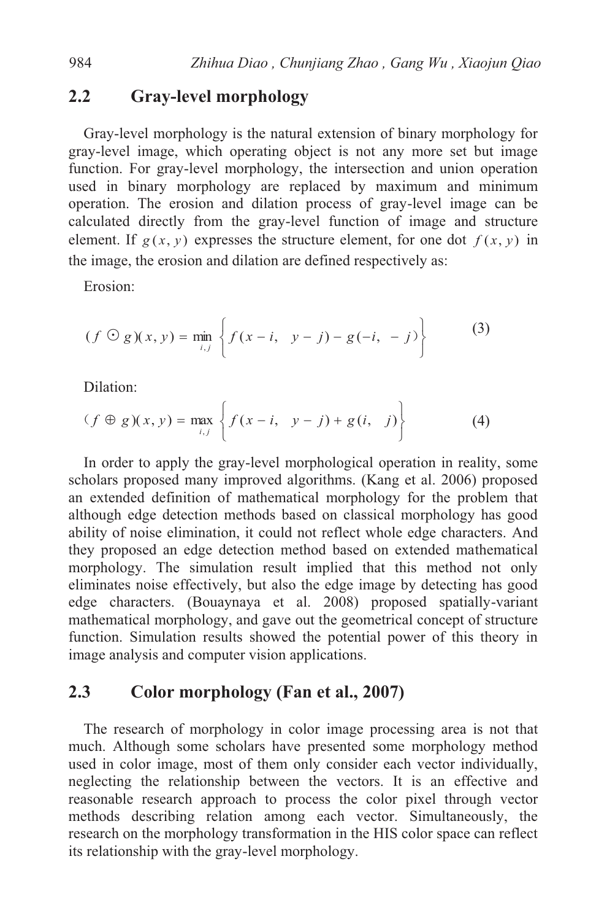## 2.2 Gray-level morphology

Gray-level morphology is the natural extension of binary morphology for gray-level image, which operating object is not any more set but image function. For gray-level morphology, the intersection and union operation used in binary morphology are replaced by maximum and minimum operation. The erosion and dilation process of gray-level image can be calculated directly from the gray-level function of image and structure element. If $g(x, y)$ expresses the structure element, for one dot $f(x, y)$ in the image, the erosion and dilation are defined respectively as:

Erosion:

$$(f \odot g)(x, y) = \min_{i,j} \left\{ f(x-i, \quad y-j) - g(-i, \ -j) \right\} \tag{3}$$

Dilation:

$$(f \oplus g)(x, y) = \max_{i,j} \left\{ f(x-i, \quad y-j) + g(i, \quad j) \right\} \tag{4}$$

In order to apply the gray-level morphological operation in reality, some scholars proposed many improved algorithms. (Kang et al. 2006) proposed an extended definition of mathematical morphology for the problem that although edge detection methods based on classical morphology has good ability of noise elimination, it could not reflect whole edge characters. And they proposed an edge detection method based on extended mathematical morphology. The simulation result implied that this method not only eliminates noise effectively, but also the edge image by detecting has good edge characters. (Bouaynaya et al. 2008) proposed spatially-variant mathematical morphology, and gave out the geometrical concept of structure function. Simulation results showed the potential power of this theory in image analysis and computer vision applications.

## 2.3 Color morphology (Fan et al., 2007)

The research of morphology in color image processing area is not that much. Although some scholars have presented some morphology method used in color image, most of them only consider each vector individually, neglecting the relationship between the vectors. It is an effective and reasonable research approach to process the color pixel through vector methods describing relation among each vector. Simultaneously, the research on the morphology transformation in the HIS color space can reflect its relationship with the gray-level morphology.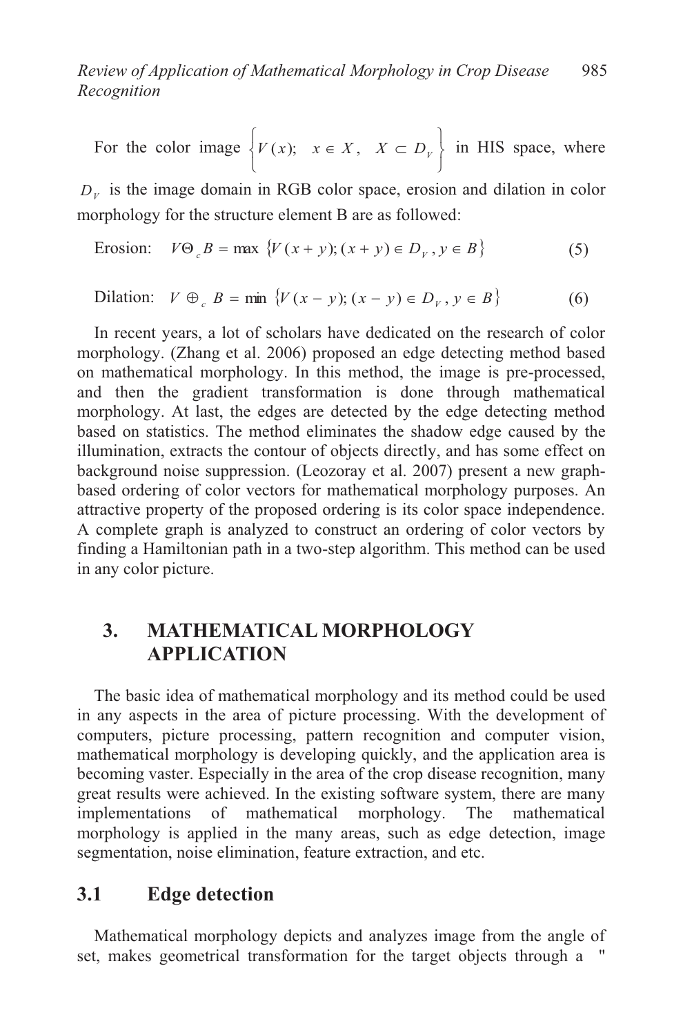For the color image $\left\{ V(x); \quad x \in X, \quad X \subset D_V \right\}$ in HIS space, where $D_V$ is the image domain in RGB color space, erosion and dilation in color morphology for the structure element B are as followed:

$$\text{Erosion:} \quad V \Theta_c B = \max \left\{ V(x+y); (x+y) \in D_V, y \in B \right\} \tag{5}$$

$$\text{Dilation:} \quad V \oplus_c B = \min \left\{ V(x-y); (x-y) \in D_V, y \in B \right\} \tag{6}$$

In recent years, a lot of scholars have dedicated on the research of color morphology. (Zhang et al. 2006) proposed an edge detecting method based on mathematical morphology. In this method, the image is pre-processed, and then the gradient transformation is done through mathematical morphology. At last, the edges are detected by the edge detecting method based on statistics. The method eliminates the shadow edge caused by the illumination, extracts the contour of objects directly, and has some effect on background noise suppression. (Leozoray et al. 2007) present a new graph-based ordering of color vectors for mathematical morphology purposes. An attractive property of the proposed ordering is its color space independence. A complete graph is analyzed to construct an ordering of color vectors by finding a Hamiltonian path in a two-step algorithm. This method can be used in any color picture.

## 3. MATHEMATICAL MORPHOLOGY APPLICATION

The basic idea of mathematical morphology and its method could be used in any aspects in the area of picture processing. With the development of computers, picture processing, pattern recognition and computer vision, mathematical morphology is developing quickly, and the application area is becoming vaster. Especially in the area of the crop disease recognition, many great results were achieved. In the existing software system, there are many implementations of mathematical morphology. The mathematical morphology is applied in the many areas, such as edge detection, image segmentation, noise elimination, feature extraction, and etc.

### 3.1 Edge detection

Mathematical morphology depicts and analyzes image from the angle of set, makes geometrical transformation for the target objects through a "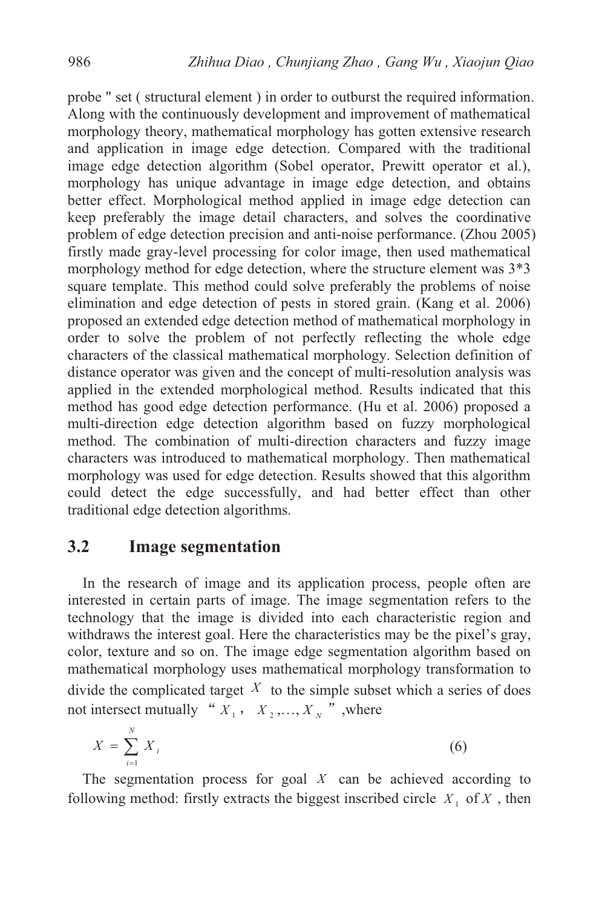probe " set ( structural element ) in order to outburst the required information. Along with the continuously development and improvement of mathematical morphology theory, mathematical morphology has gotten extensive research and application in image edge detection. Compared with the traditional image edge detection algorithm (Sobel operator, Prewitt operator et al.), morphology has unique advantage in image edge detection, and obtains better effect. Morphological method applied in image edge detection can keep preferably the image detail characters, and solves the coordinative problem of edge detection precision and anti-noise performance. (Zhou 2005) firstly made gray-level processing for color image, then used mathematical morphology method for edge detection, where the structure element was 3*3 square template. This method could solve preferably the problems of noise elimination and edge detection of pests in stored grain. (Kang et al. 2006) proposed an extended edge detection method of mathematical morphology in order to solve the problem of not perfectly reflecting the whole edge characters of the classical mathematical morphology. Selection definition of distance operator was given and the concept of multi-resolution analysis was applied in the extended morphological method. Results indicated that this method has good edge detection performance. (Hu et al. 2006) proposed a multi-direction edge detection algorithm based on fuzzy morphological method. The combination of multi-direction characters and fuzzy image characters was introduced to mathematical morphology. Then mathematical morphology was used for edge detection. Results showed that this algorithm could detect the edge successfully, and had better effect than other traditional edge detection algorithms.

## 3.2 Image segmentation

In the research of image and its application process, people often are interested in certain parts of image. The image segmentation refers to the technology that the image is divided into each characteristic region and withdraws the interest goal. Here the characteristics may be the pixel's gray, color, texture and so on. The image edge segmentation algorithm based on mathematical morphology uses mathematical morphology transformation to divide the complicated target $X$ to the simple subset which a series of does not intersect mutually " $X_1$ , $X_2, \ldots, X_N$ " ,where

$$X = \sum_{i=1}^{N} X_i \tag{6}$$

The segmentation process for goal $X$ can be achieved according to following method: firstly extracts the biggest inscribed circle $X_1$ of $X$ , then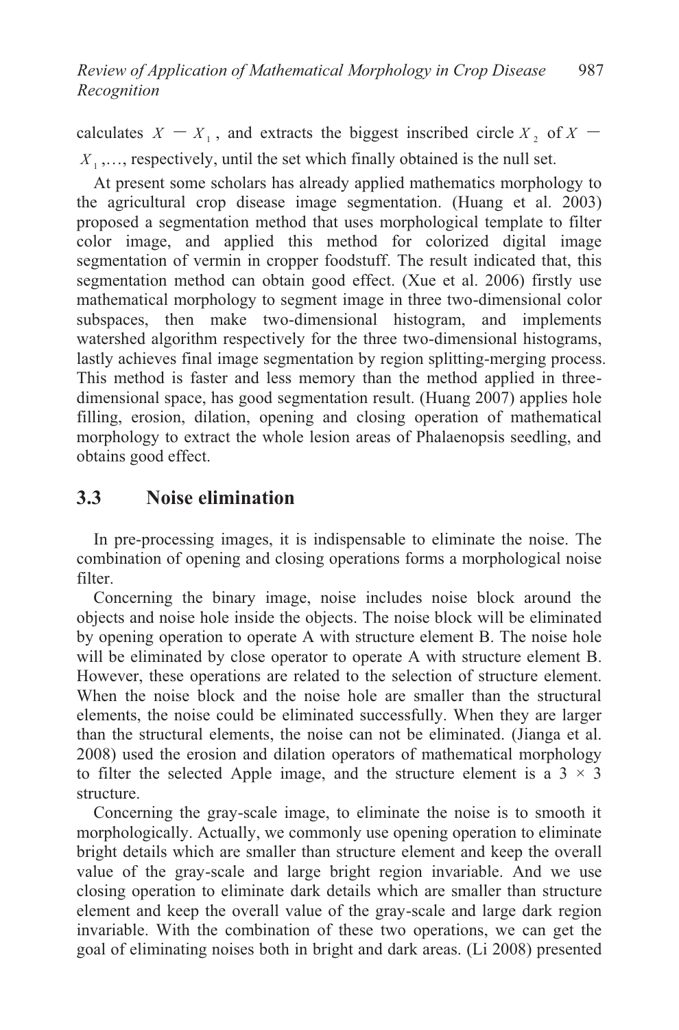calculates $X - X_1$, and extracts the biggest inscribed circle $X_2$ of $X - X_1$,…, respectively, until the set which finally obtained is the null set.

At present some scholars has already applied mathematics morphology to the agricultural crop disease image segmentation. (Huang et al. 2003) proposed a segmentation method that uses morphological template to filter color image, and applied this method for colorized digital image segmentation of vermin in cropper foodstuff. The result indicated that, this segmentation method can obtain good effect. (Xue et al. 2006) firstly use mathematical morphology to segment image in three two-dimensional color subspaces, then make two-dimensional histogram, and implements watershed algorithm respectively for the three two-dimensional histograms, lastly achieves final image segmentation by region splitting-merging process. This method is faster and less memory than the method applied in three-dimensional space, has good segmentation result. (Huang 2007) applies hole filling, erosion, dilation, opening and closing operation of mathematical morphology to extract the whole lesion areas of Phalaenopsis seedling, and obtains good effect.

## 3.3 Noise elimination

In pre-processing images, it is indispensable to eliminate the noise. The combination of opening and closing operations forms a morphological noise filter.

Concerning the binary image, noise includes noise block around the objects and noise hole inside the objects. The noise block will be eliminated by opening operation to operate A with structure element B. The noise hole will be eliminated by close operator to operate A with structure element B. However, these operations are related to the selection of structure element. When the noise block and the noise hole are smaller than the structural elements, the noise could be eliminated successfully. When they are larger than the structural elements, the noise can not be eliminated. (Jianga et al. 2008) used the erosion and dilation operators of mathematical morphology to filter the selected Apple image, and the structure element is a $3 \times 3$ structure.

Concerning the gray-scale image, to eliminate the noise is to smooth it morphologically. Actually, we commonly use opening operation to eliminate bright details which are smaller than structure element and keep the overall value of the gray-scale and large bright region invariable. And we use closing operation to eliminate dark details which are smaller than structure element and keep the overall value of the gray-scale and large dark region invariable. With the combination of these two operations, we can get the goal of eliminating noises both in bright and dark areas. (Li 2008) presented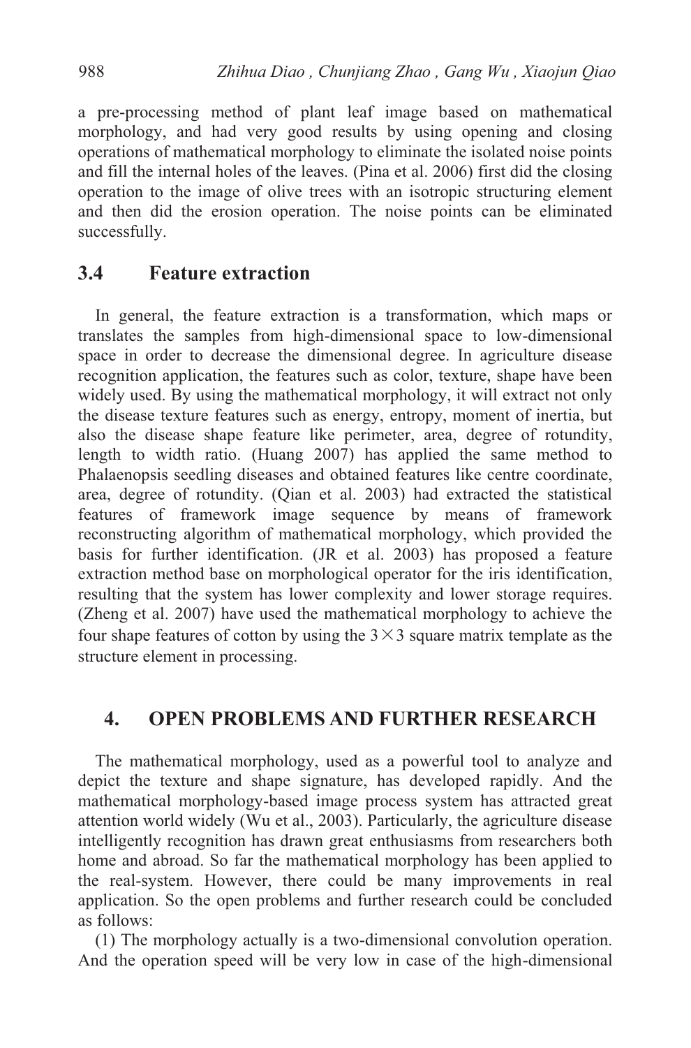a pre-processing method of plant leaf image based on mathematical morphology, and had very good results by using opening and closing operations of mathematical morphology to eliminate the isolated noise points and fill the internal holes of the leaves. (Pina et al. 2006) first did the closing operation to the image of olive trees with an isotropic structuring element and then did the erosion operation. The noise points can be eliminated successfully.

### 3.4 Feature extraction

In general, the feature extraction is a transformation, which maps or translates the samples from high-dimensional space to low-dimensional space in order to decrease the dimensional degree. In agriculture disease recognition application, the features such as color, texture, shape have been widely used. By using the mathematical morphology, it will extract not only the disease texture features such as energy, entropy, moment of inertia, but also the disease shape feature like perimeter, area, degree of rotundity, length to width ratio. (Huang 2007) has applied the same method to Phalaenopsis seedling diseases and obtained features like centre coordinate, area, degree of rotundity. (Qian et al. 2003) had extracted the statistical features of framework image sequence by means of framework reconstructing algorithm of mathematical morphology, which provided the basis for further identification. (JR et al. 2003) has proposed a feature extraction method base on morphological operator for the iris identification, resulting that the system has lower complexity and lower storage requires. (Zheng et al. 2007) have used the mathematical morphology to achieve the four shape features of cotton by using the $3 \times 3$ square matrix template as the structure element in processing.

## 4. OPEN PROBLEMS AND FURTHER RESEARCH

The mathematical morphology, used as a powerful tool to analyze and depict the texture and shape signature, has developed rapidly. And the mathematical morphology-based image process system has attracted great attention world widely (Wu et al., 2003). Particularly, the agriculture disease intelligently recognition has drawn great enthusiasms from researchers both home and abroad. So far the mathematical morphology has been applied to the real-system. However, there could be many improvements in real application. So the open problems and further research could be concluded as follows:

(1) The morphology actually is a two-dimensional convolution operation. And the operation speed will be very low in case of the high-dimensional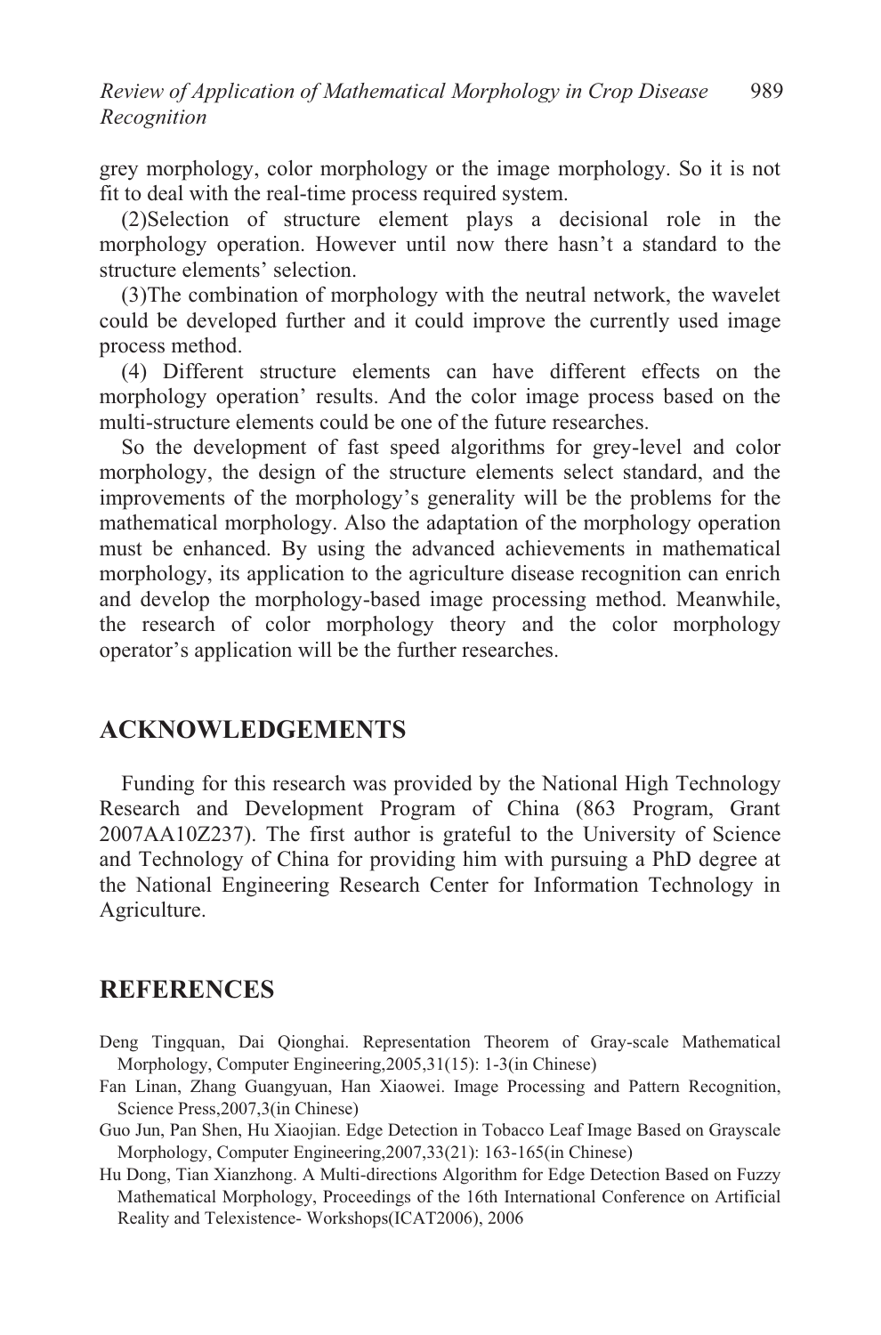grey morphology, color morphology or the image morphology. So it is not fit to deal with the real-time process required system.

(2)Selection of structure element plays a decisional role in the morphology operation. However until now there hasn't a standard to the structure elements' selection.

(3)The combination of morphology with the neutral network, the wavelet could be developed further and it could improve the currently used image process method.

(4) Different structure elements can have different effects on the morphology operation' results. And the color image process based on the multi-structure elements could be one of the future researches.

So the development of fast speed algorithms for grey-level and color morphology, the design of the structure elements select standard, and the improvements of the morphology's generality will be the problems for the mathematical morphology. Also the adaptation of the morphology operation must be enhanced. By using the advanced achievements in mathematical morphology, its application to the agriculture disease recognition can enrich and develop the morphology-based image processing method. Meanwhile, the research of color morphology theory and the color morphology operator's application will be the further researches.

## ACKNOWLEDGEMENTS

Funding for this research was provided by the National High Technology Research and Development Program of China (863 Program, Grant 2007AA10Z237). The first author is grateful to the University of Science and Technology of China for providing him with pursuing a PhD degree at the National Engineering Research Center for Information Technology in Agriculture.

## REFERENCES

Deng Tingquan, Dai Qionghai. Representation Theorem of Gray-scale Mathematical Morphology, Computer Engineering,2005,31(15): 1-3(in Chinese)

Fan Linan, Zhang Guangyuan, Han Xiaowei. Image Processing and Pattern Recognition, Science Press,2007,3(in Chinese)

Guo Jun, Pan Shen, Hu Xiaojian. Edge Detection in Tobacco Leaf Image Based on Grayscale Morphology, Computer Engineering,2007,33(21): 163-165(in Chinese)

Hu Dong, Tian Xianzhong. A Multi-directions Algorithm for Edge Detection Based on Fuzzy Mathematical Morphology, Proceedings of the 16th International Conference on Artificial Reality and Telexistence- Workshops(ICAT2006), 2006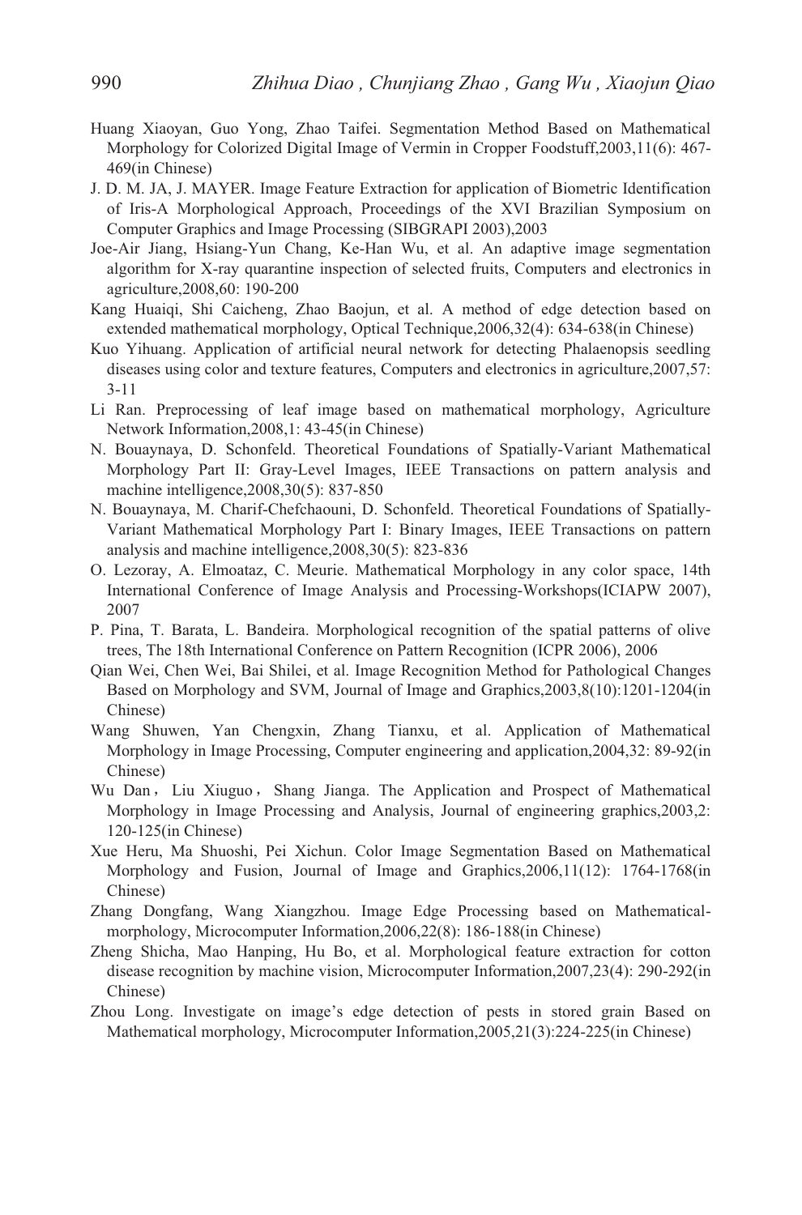Huang Xiaoyan, Guo Yong, Zhao Taifei. Segmentation Method Based on Mathematical Morphology for Colorized Digital Image of Vermin in Cropper Foodstuff,2003,11(6): 467-469(in Chinese)

J. D. M. JA, J. MAYER. Image Feature Extraction for application of Biometric Identification of Iris-A Morphological Approach, Proceedings of the XVI Brazilian Symposium on Computer Graphics and Image Processing (SIBGRAPI 2003),2003

Joe-Air Jiang, Hsiang-Yun Chang, Ke-Han Wu, et al. An adaptive image segmentation algorithm for X-ray quarantine inspection of selected fruits, Computers and electronics in agriculture,2008,60: 190-200

Kang Huaiqi, Shi Caicheng, Zhao Baojun, et al. A method of edge detection based on extended mathematical morphology, Optical Technique,2006,32(4): 634-638(in Chinese)

Kuo Yihuang. Application of artificial neural network for detecting Phalaenopsis seedling diseases using color and texture features, Computers and electronics in agriculture,2007,57: 3-11

Li Ran. Preprocessing of leaf image based on mathematical morphology, Agriculture Network Information,2008,1: 43-45(in Chinese)

N. Bouaynaya, D. Schonfeld. Theoretical Foundations of Spatially-Variant Mathematical Morphology Part II: Gray-Level Images, IEEE Transactions on pattern analysis and machine intelligence,2008,30(5): 837-850

N. Bouaynaya, M. Charif-Chefchaouni, D. Schonfeld. Theoretical Foundations of Spatially-Variant Mathematical Morphology Part I: Binary Images, IEEE Transactions on pattern analysis and machine intelligence,2008,30(5): 823-836

O. Lezoray, A. Elmoataz, C. Meurie. Mathematical Morphology in any color space, 14th International Conference of Image Analysis and Processing-Workshops(ICIAPW 2007), 2007

P. Pina, T. Barata, L. Bandeira. Morphological recognition of the spatial patterns of olive trees, The 18th International Conference on Pattern Recognition (ICPR 2006), 2006

Qian Wei, Chen Wei, Bai Shilei, et al. Image Recognition Method for Pathological Changes Based on Morphology and SVM, Journal of Image and Graphics,2003,8(10):1201-1204(in Chinese)

Wang Shuwen, Yan Chengxin, Zhang Tianxu, et al. Application of Mathematical Morphology in Image Processing, Computer engineering and application,2004,32: 89-92(in Chinese)

Wu Dan，Liu Xiuguo，Shang Jianga. The Application and Prospect of Mathematical Morphology in Image Processing and Analysis, Journal of engineering graphics,2003,2: 120-125(in Chinese)

Xue Heru, Ma Shuoshi, Pei Xichun. Color Image Segmentation Based on Mathematical Morphology and Fusion, Journal of Image and Graphics,2006,11(12): 1764-1768(in Chinese)

Zhang Dongfang, Wang Xiangzhou. Image Edge Processing based on Mathematical-morphology, Microcomputer Information,2006,22(8): 186-188(in Chinese)

Zheng Shicha, Mao Hanping, Hu Bo, et al. Morphological feature extraction for cotton disease recognition by machine vision, Microcomputer Information,2007,23(4): 290-292(in Chinese)

Zhou Long. Investigate on image's edge detection of pests in stored grain Based on Mathematical morphology, Microcomputer Information,2005,21(3):224-225(in Chinese)